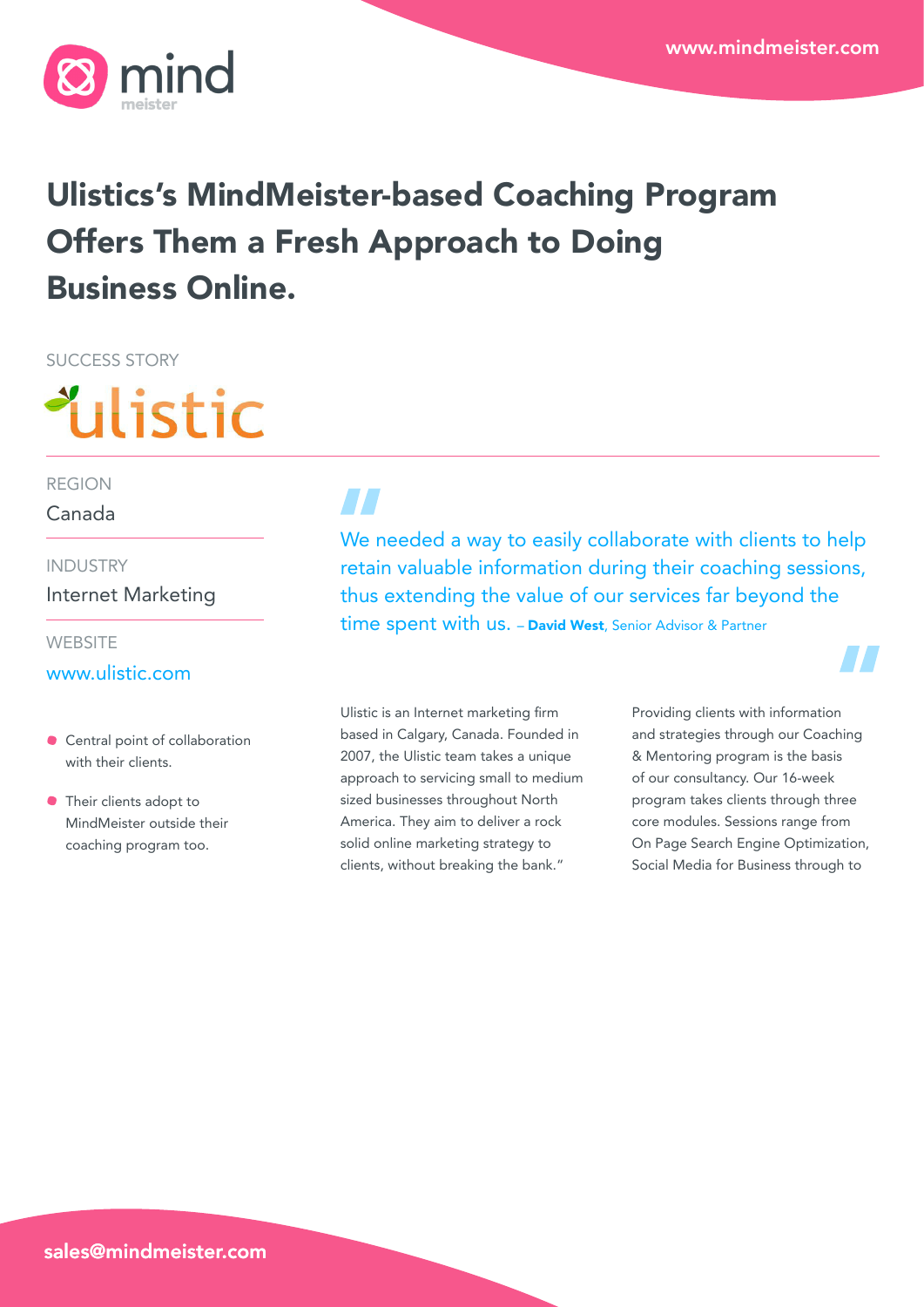# Ulistics's MindMeister-based Coaching Program Offers Them a Fresh Approach to Doing Business Online.

SUCCESS STORY

ulistic

REGION

Canada

INDUSTRY

Internet Marketing

WEBSITE

www.ulistic.com

- Central point of collaboration with their clients.
- Their clients adopt to MindMeister outside their coaching program too.

> We needed a way to easily collaborate with clients to help retain valuable information during their coaching sessions, thus extending the value of our services far beyond the time spent with us. – **David West**, Senior Advisor & Partner

Ulistic is an Internet marketing firm based in Calgary, Canada. Founded in 2007, the Ulistic team takes a unique approach to servicing small to medium sized businesses throughout North America. They aim to deliver a rock solid online marketing strategy to clients, without breaking the bank."

Providing clients with information and strategies through our Coaching & Mentoring program is the basis of our consultancy. Our 16-week program takes clients through three core modules. Sessions range from On Page Search Engine Optimization, Social Media for Business through to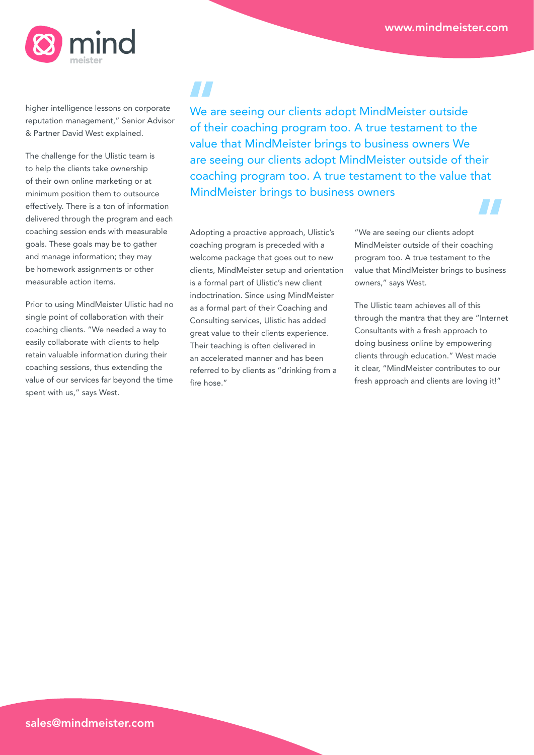higher intelligence lessons on corporate reputation management," Senior Advisor & Partner David West explained.

The challenge for the Ulistic team is to help the clients take ownership of their own online marketing or at minimum position them to outsource effectively. There is a ton of information delivered through the program and each coaching session ends with measurable goals. These goals may be to gather and manage information; they may be homework assignments or other measurable action items.

Prior to using MindMeister Ulistic had no single point of collaboration with their coaching clients. "We needed a way to easily collaborate with clients to help retain valuable information during their coaching sessions, thus extending the value of our services far beyond the time spent with us," says West.

> We are seeing our clients adopt MindMeister outside of their coaching program too. A true testament to the value that MindMeister brings to business owners We are seeing our clients adopt MindMeister outside of their coaching program too. A true testament to the value that MindMeister brings to business owners

Adopting a proactive approach, Ulistic's coaching program is preceded with a welcome package that goes out to new clients, MindMeister setup and orientation is a formal part of Ulistic's new client indoctrination. Since using MindMeister as a formal part of their Coaching and Consulting services, Ulistic has added great value to their clients experience. Their teaching is often delivered in an accelerated manner and has been referred to by clients as "drinking from a fire hose."

"We are seeing our clients adopt MindMeister outside of their coaching program too. A true testament to the value that MindMeister brings to business owners," says West.

The Ulistic team achieves all of this through the mantra that they are "Internet Consultants with a fresh approach to doing business online by empowering clients through education." West made it clear, "MindMeister contributes to our fresh approach and clients are loving it!"